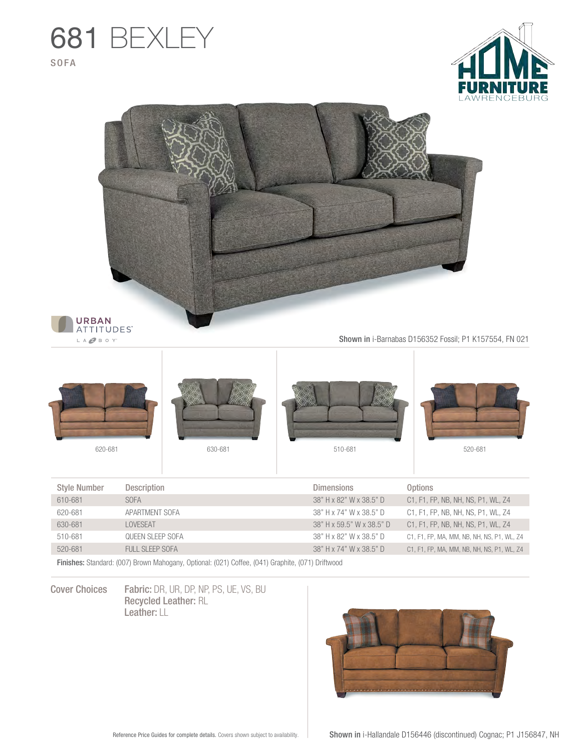# 681 BEXLEY

SOFA

HOME FURNITURE LAWRENCEBURG

URBAN ATTITUDES LA-Z-BOY

**Shown in** i-Barnabas D156352 Fossil; P1 K157554, FN 021

620-681

630-681

510-681

520-681

| Style Number | Description | Dimensions | Options |
|---|---|---|---|
| 610-681 | SOFA | 38" H x 82" W x 38.5" D | C1, F1, FP, NB, NH, NS, P1, WL, Z4 |
| 620-681 | APARTMENT SOFA | 38" H x 74" W x 38.5" D | C1, F1, FP, NB, NH, NS, P1, WL, Z4 |
| 630-681 | LOVESEAT | 38" H x 59.5" W x 38.5" D | C1, F1, FP, NB, NH, NS, P1, WL, Z4 |
| 510-681 | QUEEN SLEEP SOFA | 38" H x 82" W x 38.5" D | C1, F1, FP, MA, MM, NB, NH, NS, P1, WL, Z4 |
| 520-681 | FULL SLEEP SOFA | 38" H x 74" W x 38.5" D | C1, F1, FP, MA, MM, NB, NH, NS, P1, WL, Z4 |

**Finishes:** Standard: (007) Brown Mahogany, Optional: (021) Coffee, (041) Graphite, (071) Driftwood

## Cover Choices

**Fabric:** DR, UR, DP, NP, PS, UE, VS, BU
**Recycled Leather:** RL
**Leather:** LL

Reference Price Guides for complete details. Covers shown subject to availability.

**Shown in** i-Hallandale D156446 (discontinued) Cognac; P1 J156847, NH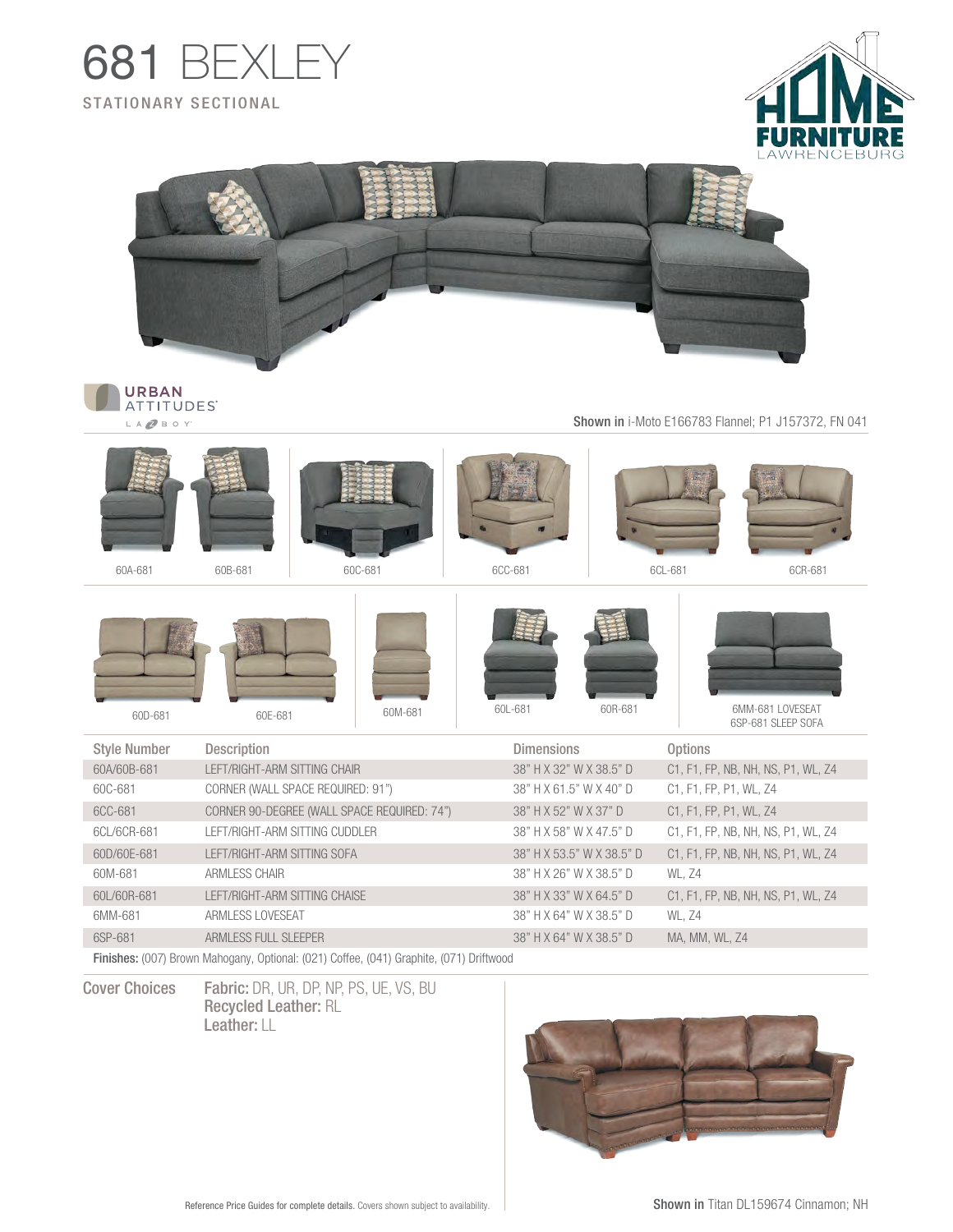# 681 BEXLEY

STATIONARY SECTIONAL

HOME FURNITURE LAWRENCEBURG

URBAN ATTITUDES LA-Z-BOY

**Shown in** i-Moto E166783 Flannel; P1 J157372, FN 041

60A-681 60B-681 60C-681 6CC-681 6CL-681 6CR-681

60D-681 60E-681 60M-681 60L-681 60R-681 6MM-681 LOVESEAT 6SP-681 SLEEP SOFA

| Style Number | Description | Dimensions | Options |
|---|---|---|---|
| 60A/60B-681 | LEFT/RIGHT-ARM SITTING CHAIR | 38" H X 32" W X 38.5" D | C1, F1, FP, NB, NH, NS, P1, WL, Z4 |
| 60C-681 | CORNER (WALL SPACE REQUIRED: 91") | 38" H X 61.5" W X 40" D | C1, F1, FP, P1, WL, Z4 |
| 6CC-681 | CORNER 90-DEGREE (WALL SPACE REQUIRED: 74") | 38" H X 52" W X 37" D | C1, F1, FP, P1, WL, Z4 |
| 6CL/6CR-681 | LEFT/RIGHT-ARM SITTING CUDDLER | 38" H X 58" W X 47.5" D | C1, F1, FP, NB, NH, NS, P1, WL, Z4 |
| 60D/60E-681 | LEFT/RIGHT-ARM SITTING SOFA | 38" H X 53.5" W X 38.5" D | C1, F1, FP, NB, NH, NS, P1, WL, Z4 |
| 60M-681 | ARMLESS CHAIR | 38" H X 26" W X 38.5" D | WL, Z4 |
| 60L/60R-681 | LEFT/RIGHT-ARM SITTING CHAISE | 38" H X 33" W X 64.5" D | C1, F1, FP, NB, NH, NS, P1, WL, Z4 |
| 6MM-681 | ARMLESS LOVESEAT | 38" H X 64" W X 38.5" D | WL, Z4 |
| 6SP-681 | ARMLESS FULL SLEEPER | 38" H X 64" W X 38.5" D | MA, MM, WL, Z4 |

**Finishes:** (007) Brown Mahogany, Optional: (021) Coffee, (041) Graphite, (071) Driftwood

**Cover Choices**

**Fabric:** DR, UR, DP, NP, PS, UE, VS, BU
**Recycled Leather:** RL
**Leather:** LL

**Shown in** Titan DL159674 Cinnamon; NH

**Reference Price Guides for complete details.** Covers shown subject to availability.